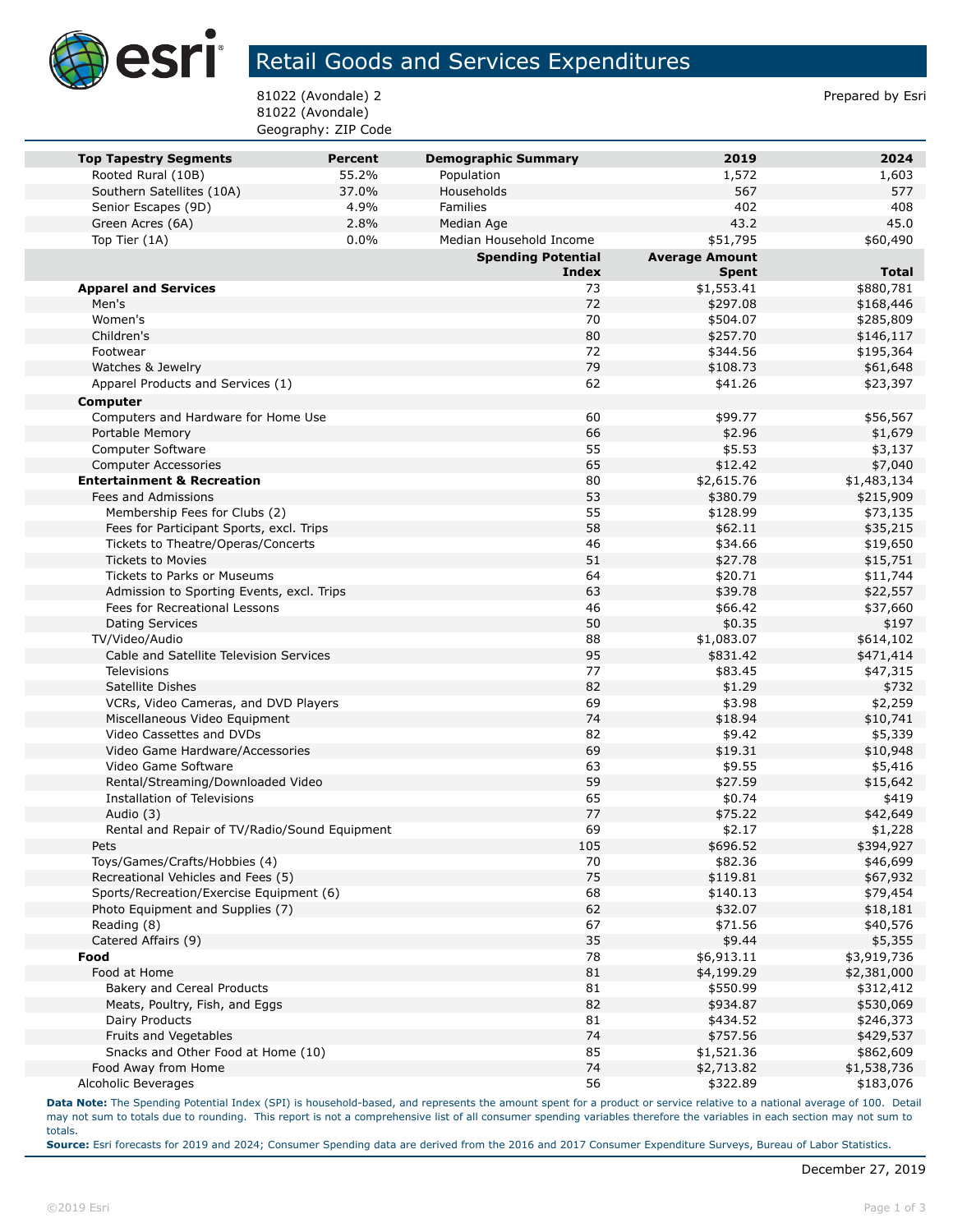# Retail Goods and Services Expenditures

81022 (Avondale) 2
81022 (Avondale)
Geography: ZIP Code

Prepared by Esri

| Top Tapestry Segments | Percent | Demographic Summary | 2019 | 2024 |
|---|---|---|---|---|
| Rooted Rural (10B) | 55.2% | Population | 1,572 | 1,603 |
| Southern Satellites (10A) | 37.0% | Households | 567 | 577 |
| Senior Escapes (9D) | 4.9% | Families | 402 | 408 |
| Green Acres (6A) | 2.8% | Median Age | 43.2 | 45.0 |
| Top Tier (1A) | 0.0% | Median Household Income | $51,795 | $60,490 |

| | Spending Potential Index | Average Amount Spent | Total |
|---|---|---|---|
| **Apparel and Services** | 73 | $1,553.41 | $880,781 |
| Men's | 72 | $297.08 | $168,446 |
| Women's | 70 | $504.07 | $285,809 |
| Children's | 80 | $257.70 | $146,117 |
| Footwear | 72 | $344.56 | $195,364 |
| Watches & Jewelry | 79 | $108.73 | $61,648 |
| Apparel Products and Services (1) | 62 | $41.26 | $23,397 |
| **Computer** | | | |
| Computers and Hardware for Home Use | 60 | $99.77 | $56,567 |
| Portable Memory | 66 | $2.96 | $1,679 |
| Computer Software | 55 | $5.53 | $3,137 |
| Computer Accessories | 65 | $12.42 | $7,040 |
| **Entertainment & Recreation** | 80 | $2,615.76 | $1,483,134 |
| Fees and Admissions | 53 | $380.79 | $215,909 |
| Membership Fees for Clubs (2) | 55 | $128.99 | $73,135 |
| Fees for Participant Sports, excl. Trips | 58 | $62.11 | $35,215 |
| Tickets to Theatre/Operas/Concerts | 46 | $34.66 | $19,650 |
| Tickets to Movies | 51 | $27.78 | $15,751 |
| Tickets to Parks or Museums | 64 | $20.71 | $11,744 |
| Admission to Sporting Events, excl. Trips | 63 | $39.78 | $22,557 |
| Fees for Recreational Lessons | 46 | $66.42 | $37,660 |
| Dating Services | 50 | $0.35 | $197 |
| TV/Video/Audio | 88 | $1,083.07 | $614,102 |
| Cable and Satellite Television Services | 95 | $831.42 | $471,414 |
| Televisions | 77 | $83.45 | $47,315 |
| Satellite Dishes | 82 | $1.29 | $732 |
| VCRs, Video Cameras, and DVD Players | 69 | $3.98 | $2,259 |
| Miscellaneous Video Equipment | 74 | $18.94 | $10,741 |
| Video Cassettes and DVDs | 82 | $9.42 | $5,339 |
| Video Game Hardware/Accessories | 69 | $19.31 | $10,948 |
| Video Game Software | 63 | $9.55 | $5,416 |
| Rental/Streaming/Downloaded Video | 59 | $27.59 | $15,642 |
| Installation of Televisions | 65 | $0.74 | $419 |
| Audio (3) | 77 | $75.22 | $42,649 |
| Rental and Repair of TV/Radio/Sound Equipment | 69 | $2.17 | $1,228 |
| Pets | 105 | $696.52 | $394,927 |
| Toys/Games/Crafts/Hobbies (4) | 70 | $82.36 | $46,699 |
| Recreational Vehicles and Fees (5) | 75 | $119.81 | $67,932 |
| Sports/Recreation/Exercise Equipment (6) | 68 | $140.13 | $79,454 |
| Photo Equipment and Supplies (7) | 62 | $32.07 | $18,181 |
| Reading (8) | 67 | $71.56 | $40,576 |
| Catered Affairs (9) | 35 | $9.44 | $5,355 |
| **Food** | 78 | $6,913.11 | $3,919,736 |
| Food at Home | 81 | $4,199.29 | $2,381,000 |
| Bakery and Cereal Products | 81 | $550.99 | $312,412 |
| Meats, Poultry, Fish, and Eggs | 82 | $934.87 | $530,069 |
| Dairy Products | 81 | $434.52 | $246,373 |
| Fruits and Vegetables | 74 | $757.56 | $429,537 |
| Snacks and Other Food at Home (10) | 85 | $1,521.36 | $862,609 |
| Food Away from Home | 74 | $2,713.82 | $1,538,736 |
| Alcoholic Beverages | 56 | $322.89 | $183,076 |

**Data Note:** The Spending Potential Index (SPI) is household-based, and represents the amount spent for a product or service relative to a national average of 100. Detail may not sum to totals due to rounding. This report is not a comprehensive list of all consumer spending variables therefore the variables in each section may not sum to totals.
**Source:** Esri forecasts for 2019 and 2024; Consumer Spending data are derived from the 2016 and 2017 Consumer Expenditure Surveys, Bureau of Labor Statistics.

December 27, 2019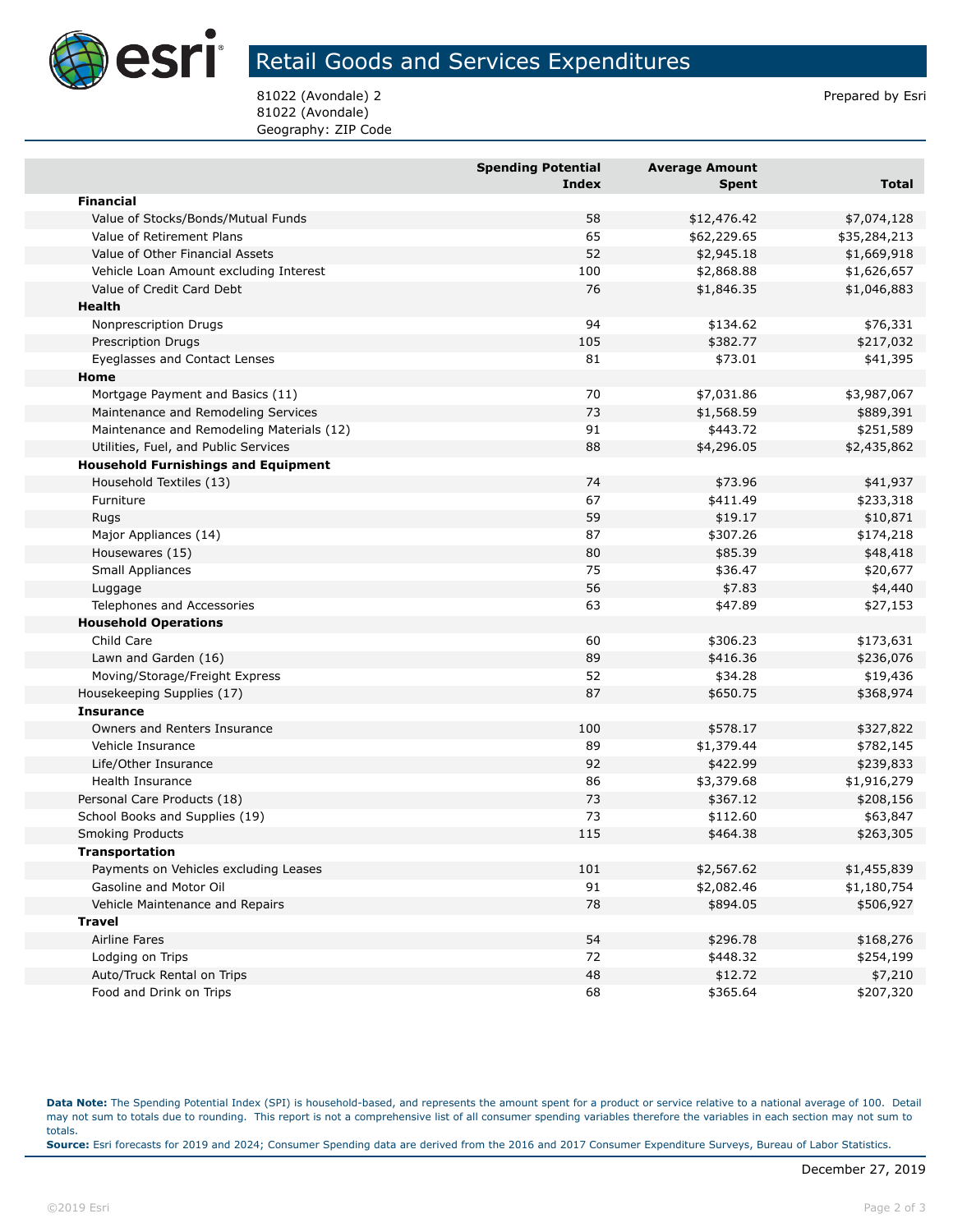# Retail Goods and Services Expenditures

81022 (Avondale) 2
81022 (Avondale)
Geography: ZIP Code

Prepared by Esri

| | Spending Potential Index | Average Amount Spent | Total |
|---|---|---|---|
| **Financial** | | | |
| Value of Stocks/Bonds/Mutual Funds | 58 | $12,476.42 | $7,074,128 |
| Value of Retirement Plans | 65 | $62,229.65 | $35,284,213 |
| Value of Other Financial Assets | 52 | $2,945.18 | $1,669,918 |
| Vehicle Loan Amount excluding Interest | 100 | $2,868.88 | $1,626,657 |
| Value of Credit Card Debt | 76 | $1,846.35 | $1,046,883 |
| **Health** | | | |
| Nonprescription Drugs | 94 | $134.62 | $76,331 |
| Prescription Drugs | 105 | $382.77 | $217,032 |
| Eyeglasses and Contact Lenses | 81 | $73.01 | $41,395 |
| **Home** | | | |
| Mortgage Payment and Basics (11) | 70 | $7,031.86 | $3,987,067 |
| Maintenance and Remodeling Services | 73 | $1,568.59 | $889,391 |
| Maintenance and Remodeling Materials (12) | 91 | $443.72 | $251,589 |
| Utilities, Fuel, and Public Services | 88 | $4,296.05 | $2,435,862 |
| **Household Furnishings and Equipment** | | | |
| Household Textiles (13) | 74 | $73.96 | $41,937 |
| Furniture | 67 | $411.49 | $233,318 |
| Rugs | 59 | $19.17 | $10,871 |
| Major Appliances (14) | 87 | $307.26 | $174,218 |
| Housewares (15) | 80 | $85.39 | $48,418 |
| Small Appliances | 75 | $36.47 | $20,677 |
| Luggage | 56 | $7.83 | $4,440 |
| Telephones and Accessories | 63 | $47.89 | $27,153 |
| **Household Operations** | | | |
| Child Care | 60 | $306.23 | $173,631 |
| Lawn and Garden (16) | 89 | $416.36 | $236,076 |
| Moving/Storage/Freight Express | 52 | $34.28 | $19,436 |
| Housekeeping Supplies (17) | 87 | $650.75 | $368,974 |
| **Insurance** | | | |
| Owners and Renters Insurance | 100 | $578.17 | $327,822 |
| Vehicle Insurance | 89 | $1,379.44 | $782,145 |
| Life/Other Insurance | 92 | $422.99 | $239,833 |
| Health Insurance | 86 | $3,379.68 | $1,916,279 |
| Personal Care Products (18) | 73 | $367.12 | $208,156 |
| School Books and Supplies (19) | 73 | $112.60 | $63,847 |
| Smoking Products | 115 | $464.38 | $263,305 |
| **Transportation** | | | |
| Payments on Vehicles excluding Leases | 101 | $2,567.62 | $1,455,839 |
| Gasoline and Motor Oil | 91 | $2,082.46 | $1,180,754 |
| Vehicle Maintenance and Repairs | 78 | $894.05 | $506,927 |
| **Travel** | | | |
| Airline Fares | 54 | $296.78 | $168,276 |
| Lodging on Trips | 72 | $448.32 | $254,199 |
| Auto/Truck Rental on Trips | 48 | $12.72 | $7,210 |
| Food and Drink on Trips | 68 | $365.64 | $207,320 |

**Data Note:** The Spending Potential Index (SPI) is household-based, and represents the amount spent for a product or service relative to a national average of 100. Detail may not sum to totals due to rounding. This report is not a comprehensive list of all consumer spending variables therefore the variables in each section may not sum to totals.
**Source:** Esri forecasts for 2019 and 2024; Consumer Spending data are derived from the 2016 and 2017 Consumer Expenditure Surveys, Bureau of Labor Statistics.

December 27, 2019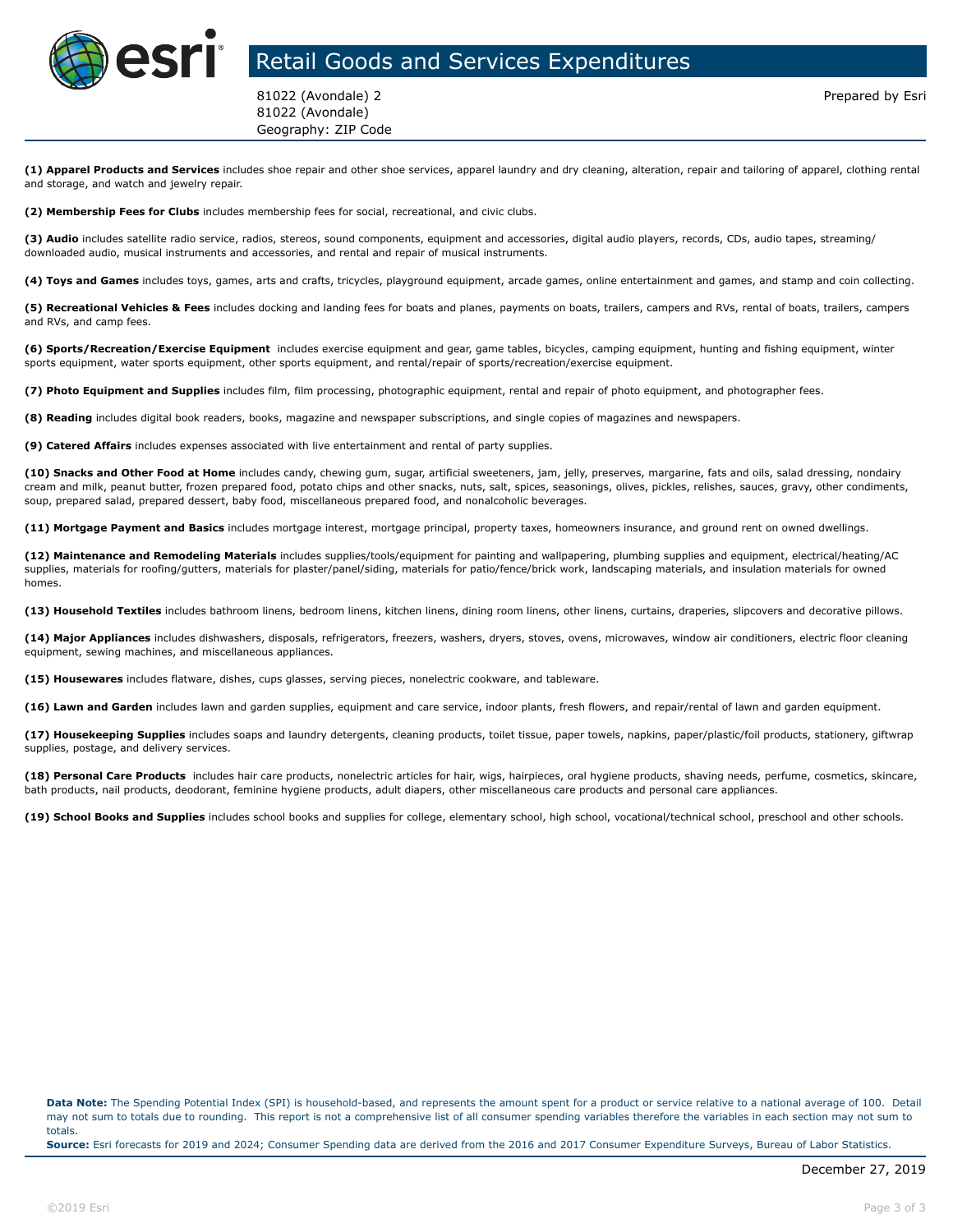# Retail Goods and Services Expenditures

81022 (Avondale) 2
81022 (Avondale)
Geography: ZIP Code

Prepared by Esri

**(1) Apparel Products and Services** includes shoe repair and other shoe services, apparel laundry and dry cleaning, alteration, repair and tailoring of apparel, clothing rental and storage, and watch and jewelry repair.

**(2) Membership Fees for Clubs** includes membership fees for social, recreational, and civic clubs.

**(3) Audio** includes satellite radio service, radios, stereos, sound components, equipment and accessories, digital audio players, records, CDs, audio tapes, streaming/downloaded audio, musical instruments and accessories, and rental and repair of musical instruments.

**(4) Toys and Games** includes toys, games, arts and crafts, tricycles, playground equipment, arcade games, online entertainment and games, and stamp and coin collecting.

**(5) Recreational Vehicles & Fees** includes docking and landing fees for boats and planes, payments on boats, trailers, campers and RVs, rental of boats, trailers, campers and RVs, and camp fees.

**(6) Sports/Recreation/Exercise Equipment** includes exercise equipment and gear, game tables, bicycles, camping equipment, hunting and fishing equipment, winter sports equipment, water sports equipment, other sports equipment, and rental/repair of sports/recreation/exercise equipment.

**(7) Photo Equipment and Supplies** includes film, film processing, photographic equipment, rental and repair of photo equipment, and photographer fees.

**(8) Reading** includes digital book readers, books, magazine and newspaper subscriptions, and single copies of magazines and newspapers.

**(9) Catered Affairs** includes expenses associated with live entertainment and rental of party supplies.

**(10) Snacks and Other Food at Home** includes candy, chewing gum, sugar, artificial sweeteners, jam, jelly, preserves, margarine, fats and oils, salad dressing, nondairy cream and milk, peanut butter, frozen prepared food, potato chips and other snacks, nuts, salt, spices, seasonings, olives, pickles, relishes, sauces, gravy, other condiments, soup, prepared salad, prepared dessert, baby food, miscellaneous prepared food, and nonalcoholic beverages.

**(11) Mortgage Payment and Basics** includes mortgage interest, mortgage principal, property taxes, homeowners insurance, and ground rent on owned dwellings.

**(12) Maintenance and Remodeling Materials** includes supplies/tools/equipment for painting and wallpapering, plumbing supplies and equipment, electrical/heating/AC supplies, materials for roofing/gutters, materials for plaster/panel/siding, materials for patio/fence/brick work, landscaping materials, and insulation materials for owned homes.

**(13) Household Textiles** includes bathroom linens, bedroom linens, kitchen linens, dining room linens, other linens, curtains, draperies, slipcovers and decorative pillows.

**(14) Major Appliances** includes dishwashers, disposals, refrigerators, freezers, washers, dryers, stoves, ovens, microwaves, window air conditioners, electric floor cleaning equipment, sewing machines, and miscellaneous appliances.

**(15) Housewares** includes flatware, dishes, cups glasses, serving pieces, nonelectric cookware, and tableware.

**(16) Lawn and Garden** includes lawn and garden supplies, equipment and care service, indoor plants, fresh flowers, and repair/rental of lawn and garden equipment.

**(17) Housekeeping Supplies** includes soaps and laundry detergents, cleaning products, toilet tissue, paper towels, napkins, paper/plastic/foil products, stationery, giftwrap supplies, postage, and delivery services.

**(18) Personal Care Products** includes hair care products, nonelectric articles for hair, wigs, hairpieces, oral hygiene products, shaving needs, perfume, cosmetics, skincare, bath products, nail products, deodorant, feminine hygiene products, adult diapers, other miscellaneous care products and personal care appliances.

**(19) School Books and Supplies** includes school books and supplies for college, elementary school, high school, vocational/technical school, preschool and other schools.

**Data Note:** The Spending Potential Index (SPI) is household-based, and represents the amount spent for a product or service relative to a national average of 100. Detail may not sum to totals due to rounding. This report is not a comprehensive list of all consumer spending variables therefore the variables in each section may not sum to totals.
**Source:** Esri forecasts for 2019 and 2024; Consumer Spending data are derived from the 2016 and 2017 Consumer Expenditure Surveys, Bureau of Labor Statistics.

December 27, 2019